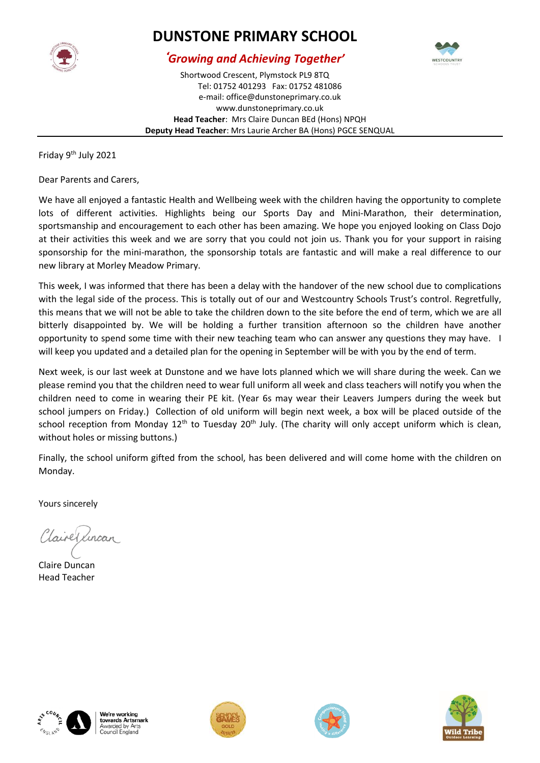# DUNSTONE PRIMARY SCHOOL

***'Growing and Achieving Together'***

Shortwood Crescent, Plymstock PL9 8TQ
Tel: 01752 401293 Fax: 01752 481086
e-mail: office@dunstoneprimary.co.uk
www.dunstoneprimary.co.uk
**Head Teacher**: Mrs Claire Duncan BEd (Hons) NPQH
**Deputy Head Teacher**: Mrs Laurie Archer BA (Hons) PGCE SENQUAL

---

Friday 9th July 2021

Dear Parents and Carers,

We have all enjoyed a fantastic Health and Wellbeing week with the children having the opportunity to complete lots of different activities. Highlights being our Sports Day and Mini-Marathon, their determination, sportsmanship and encouragement to each other has been amazing. We hope you enjoyed looking on Class Dojo at their activities this week and we are sorry that you could not join us. Thank you for your support in raising sponsorship for the mini-marathon, the sponsorship totals are fantastic and will make a real difference to our new library at Morley Meadow Primary.

This week, I was informed that there has been a delay with the handover of the new school due to complications with the legal side of the process. This is totally out of our and Westcountry Schools Trust's control. Regretfully, this means that we will not be able to take the children down to the site before the end of term, which we are all bitterly disappointed by. We will be holding a further transition afternoon so the children have another opportunity to spend some time with their new teaching team who can answer any questions they may have. I will keep you updated and a detailed plan for the opening in September will be with you by the end of term.

Next week, is our last week at Dunstone and we have lots planned which we will share during the week. Can we please remind you that the children need to wear full uniform all week and class teachers will notify you when the children need to come in wearing their PE kit. (Year 6s may wear their Leavers Jumpers during the week but school jumpers on Friday.) Collection of old uniform will begin next week, a box will be placed outside of the school reception from Monday 12th to Tuesday 20th July. (The charity will only accept uniform which is clean, without holes or missing buttons.)

Finally, the school uniform gifted from the school, has been delivered and will come home with the children on Monday.

Yours sincerely

Claire Duncan
Head Teacher

We're working towards Artsmark Awarded by Arts Council England